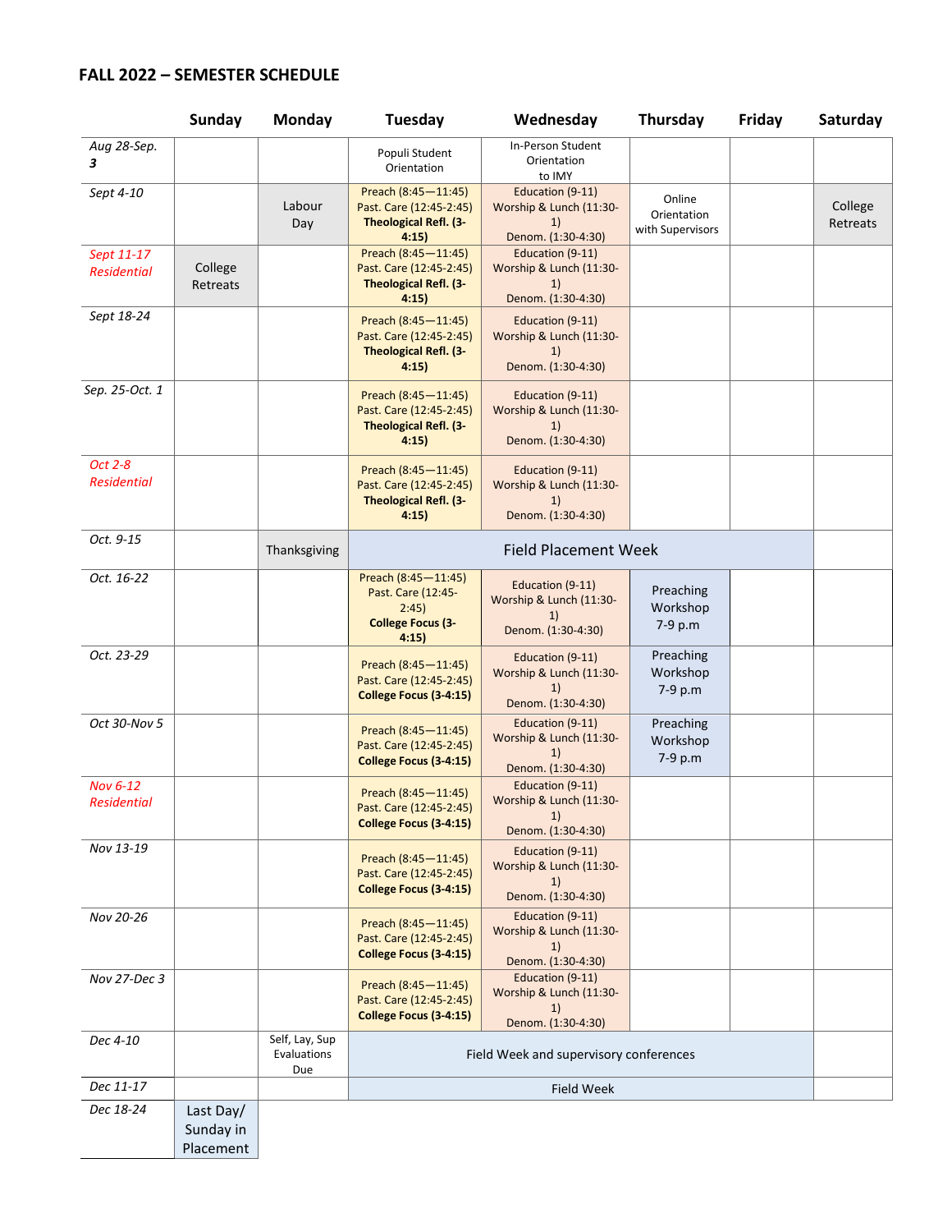## FALL 2022 – SEMESTER SCHEDULE

| | Sunday | Monday | Tuesday | Wednesday | Thursday | Friday | Saturday |
|---|---|---|---|---|---|---|---|
| *Aug 28-Sep. **3*** | | | Populi Student Orientation | In-Person Student Orientation to IMY | | | |
| *Sept 4-10* | | Labour Day | Preach (8:45—11:45) Past. Care (12:45-2:45) **Theological Refl. (3-4:15)** | Education (9-11) Worship & Lunch (11:30-1) Denom. (1:30-4:30) | Online Orientation with Supervisors | | College Retreats |
| *Sept 11-17 Residential* | College Retreats | | Preach (8:45—11:45) Past. Care (12:45-2:45) **Theological Refl. (3-4:15)** | Education (9-11) Worship & Lunch (11:30-1) Denom. (1:30-4:30) | | | |
| *Sept 18-24* | | | Preach (8:45—11:45) Past. Care (12:45-2:45) **Theological Refl. (3-4:15)** | Education (9-11) Worship & Lunch (11:30-1) Denom. (1:30-4:30) | | | |
| *Sep. 25-Oct. 1* | | | Preach (8:45—11:45) Past. Care (12:45-2:45) **Theological Refl. (3-4:15)** | Education (9-11) Worship & Lunch (11:30-1) Denom. (1:30-4:30) | | | |
| *Oct 2-8 Residential* | | | Preach (8:45—11:45) Past. Care (12:45-2:45) **Theological Refl. (3-4:15)** | Education (9-11) Worship & Lunch (11:30-1) Denom. (1:30-4:30) | | | |
| *Oct. 9-15* | | Thanksgiving | Field Placement Week | | | | |
| *Oct. 16-22* | | | Preach (8:45—11:45) Past. Care (12:45-2:45) **College Focus (3-4:15)** | Education (9-11) Worship & Lunch (11:30-1) Denom. (1:30-4:30) | Preaching Workshop 7-9 p.m | | |
| *Oct. 23-29* | | | Preach (8:45—11:45) Past. Care (12:45-2:45) **College Focus (3-4:15)** | Education (9-11) Worship & Lunch (11:30-1) Denom. (1:30-4:30) | Preaching Workshop 7-9 p.m | | |
| *Oct 30-Nov 5* | | | Preach (8:45—11:45) Past. Care (12:45-2:45) **College Focus (3-4:15)** | Education (9-11) Worship & Lunch (11:30-1) Denom. (1:30-4:30) | Preaching Workshop 7-9 p.m | | |
| *Nov 6-12 Residential* | | | Preach (8:45—11:45) Past. Care (12:45-2:45) **College Focus (3-4:15)** | Education (9-11) Worship & Lunch (11:30-1) Denom. (1:30-4:30) | | | |
| *Nov 13-19* | | | Preach (8:45—11:45) Past. Care (12:45-2:45) **College Focus (3-4:15)** | Education (9-11) Worship & Lunch (11:30-1) Denom. (1:30-4:30) | | | |
| *Nov 20-26* | | | Preach (8:45—11:45) Past. Care (12:45-2:45) **College Focus (3-4:15)** | Education (9-11) Worship & Lunch (11:30-1) Denom. (1:30-4:30) | | | |
| *Nov 27-Dec 3* | | | Preach (8:45—11:45) Past. Care (12:45-2:45) **College Focus (3-4:15)** | Education (9-11) Worship & Lunch (11:30-1) Denom. (1:30-4:30) | | | |
| *Dec 4-10* | | Self, Lay, Sup Evaluations Due | Field Week and supervisory conferences | | | | |
| *Dec 11-17* | | | Field Week | | | | |
| *Dec 18-24* | Last Day/ Sunday in Placement | | | | | | |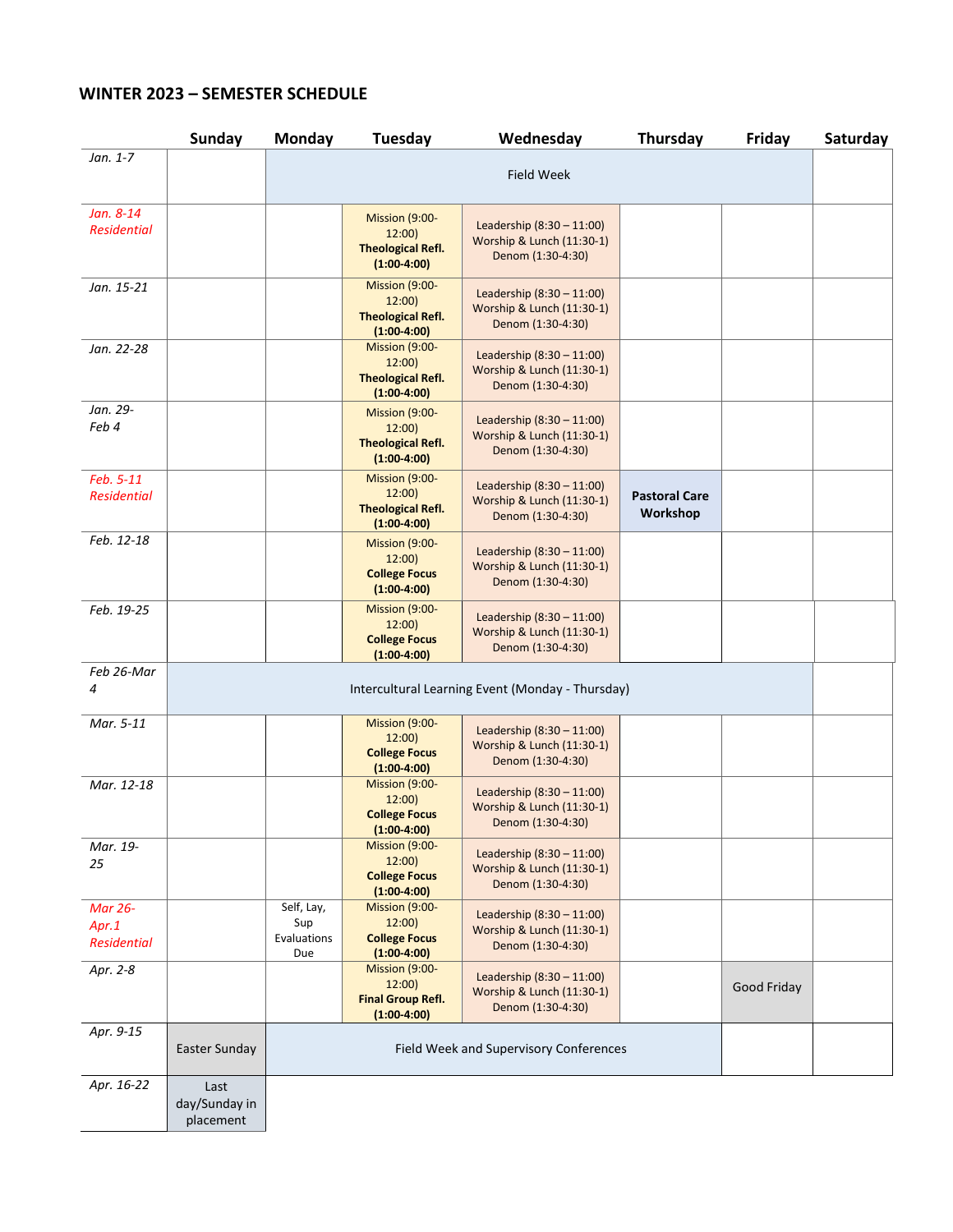## WINTER 2023 – SEMESTER SCHEDULE

| | Sunday | Monday | Tuesday | Wednesday | Thursday | Friday | Saturday |
|---|---|---|---|---|---|---|---|
| *Jan. 1-7* | | Field Week | | | | | |
| *Jan. 8-14 Residential* | | | Mission (9:00-12:00) **Theological Refl. (1:00-4:00)** | Leadership (8:30 – 11:00) Worship & Lunch (11:30-1) Denom (1:30-4:30) | | | |
| *Jan. 15-21* | | | Mission (9:00-12:00) **Theological Refl. (1:00-4:00)** | Leadership (8:30 – 11:00) Worship & Lunch (11:30-1) Denom (1:30-4:30) | | | |
| *Jan. 22-28* | | | Mission (9:00-12:00) **Theological Refl. (1:00-4:00)** | Leadership (8:30 – 11:00) Worship & Lunch (11:30-1) Denom (1:30-4:30) | | | |
| *Jan. 29-Feb 4* | | | Mission (9:00-12:00) **Theological Refl. (1:00-4:00)** | Leadership (8:30 – 11:00) Worship & Lunch (11:30-1) Denom (1:30-4:30) | | | |
| *Feb. 5-11 Residential* | | | Mission (9:00-12:00) **Theological Refl. (1:00-4:00)** | Leadership (8:30 – 11:00) Worship & Lunch (11:30-1) Denom (1:30-4:30) | **Pastoral Care Workshop** | | |
| *Feb. 12-18* | | | Mission (9:00-12:00) **College Focus (1:00-4:00)** | Leadership (8:30 – 11:00) Worship & Lunch (11:30-1) Denom (1:30-4:30) | | | |
| *Feb. 19-25* | | | Mission (9:00-12:00) **College Focus (1:00-4:00)** | Leadership (8:30 – 11:00) Worship & Lunch (11:30-1) Denom (1:30-4:30) | | | |
| *Feb 26-Mar 4* | Intercultural Learning Event (Monday - Thursday) | | | | | | |
| *Mar. 5-11* | | | Mission (9:00-12:00) **College Focus (1:00-4:00)** | Leadership (8:30 – 11:00) Worship & Lunch (11:30-1) Denom (1:30-4:30) | | | |
| *Mar. 12-18* | | | Mission (9:00-12:00) **College Focus (1:00-4:00)** | Leadership (8:30 – 11:00) Worship & Lunch (11:30-1) Denom (1:30-4:30) | | | |
| *Mar. 19-25* | | | Mission (9:00-12:00) **College Focus (1:00-4:00)** | Leadership (8:30 – 11:00) Worship & Lunch (11:30-1) Denom (1:30-4:30) | | | |
| *Mar 26-Apr.1 Residential* | | Self, Lay, Sup Evaluations Due | Mission (9:00-12:00) **College Focus (1:00-4:00)** | Leadership (8:30 – 11:00) Worship & Lunch (11:30-1) Denom (1:30-4:30) | | | |
| *Apr. 2-8* | | | Mission (9:00-12:00) **Final Group Refl. (1:00-4:00)** | Leadership (8:30 – 11:00) Worship & Lunch (11:30-1) Denom (1:30-4:30) | | Good Friday | |
| *Apr. 9-15* | Easter Sunday | Field Week and Supervisory Conferences | | | | | |
| *Apr. 16-22* | Last day/Sunday in placement | | | | | | |